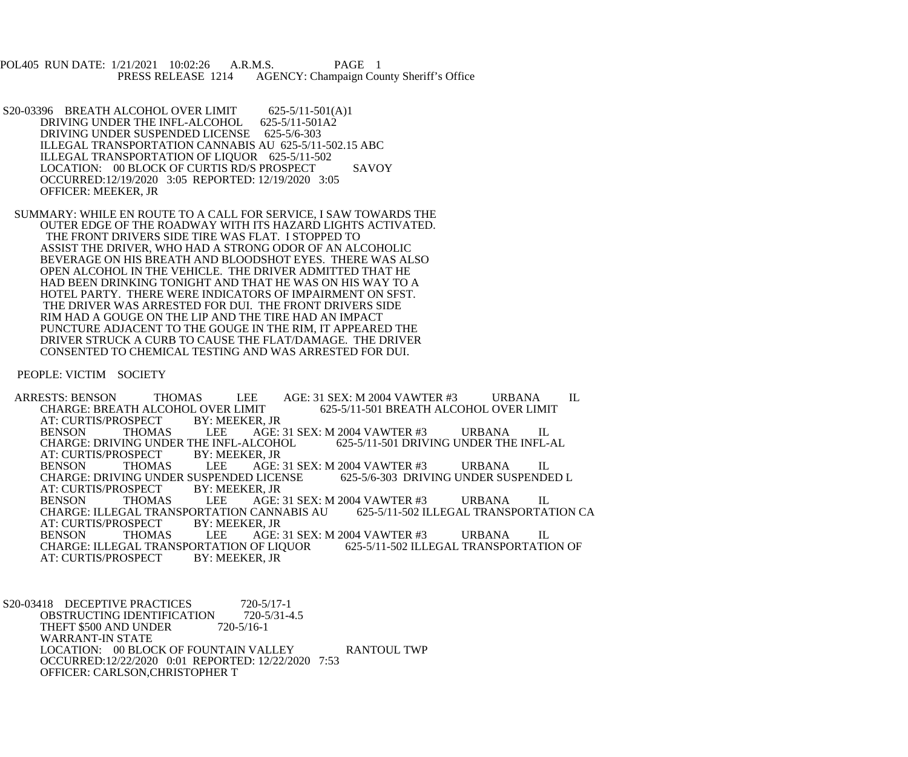POL405 RUN DATE: 1/21/2021 10:02:26 A.R.M.S. PAGE 1
PRESS RELEASE 1214 AGENCY: Champaign County Sheriff's Office

S20-03396 BREATH ALCOHOL OVER LIMIT 625-5/11-501(A)1
DRIVING UNDER THE INFL-ALCOHOL 625-5/11-501A2
DRIVING UNDER SUSPENDED LICENSE 625-5/6-303
ILLEGAL TRANSPORTATION CANNABIS AU 625-5/11-502.15 ABC
ILLEGAL TRANSPORTATION OF LIQUOR 625-5/11-502
LOCATION: 00 BLOCK OF CURTIS RD/S PROSPECT SAVOY
OCCURRED:12/19/2020 3:05 REPORTED: 12/19/2020 3:05
OFFICER: MEEKER, JR

SUMMARY: WHILE EN ROUTE TO A CALL FOR SERVICE, I SAW TOWARDS THE OUTER EDGE OF THE ROADWAY WITH ITS HAZARD LIGHTS ACTIVATED. THE FRONT DRIVERS SIDE TIRE WAS FLAT. I STOPPED TO ASSIST THE DRIVER, WHO HAD A STRONG ODOR OF AN ALCOHOLIC BEVERAGE ON HIS BREATH AND BLOODSHOT EYES. THERE WAS ALSO OPEN ALCOHOL IN THE VEHICLE. THE DRIVER ADMITTED THAT HE HAD BEEN DRINKING TONIGHT AND THAT HE WAS ON HIS WAY TO A HOTEL PARTY. THERE WERE INDICATORS OF IMPAIRMENT ON SFST. THE DRIVER WAS ARRESTED FOR DUI. THE FRONT DRIVERS SIDE RIM HAD A GOUGE ON THE LIP AND THE TIRE HAD AN IMPACT PUNCTURE ADJACENT TO THE GOUGE IN THE RIM, IT APPEARED THE DRIVER STRUCK A CURB TO CAUSE THE FLAT/DAMAGE. THE DRIVER CONSENTED TO CHEMICAL TESTING AND WAS ARRESTED FOR DUI.

PEOPLE: VICTIM SOCIETY

ARRESTS: BENSON THOMAS LEE AGE: 31 SEX: M 2004 VAWTER #3 URBANA IL
CHARGE: BREATH ALCOHOL OVER LIMIT 625-5/11-501 BREATH ALCOHOL OVER LIMIT
AT: CURTIS/PROSPECT BY: MEEKER, JR
BENSON THOMAS LEE AGE: 31 SEX: M 2004 VAWTER #3 URBANA IL
CHARGE: DRIVING UNDER THE INFL-ALCOHOL 625-5/11-501 DRIVING UNDER THE INFL-AL
AT: CURTIS/PROSPECT BY: MEEKER, JR
BENSON THOMAS LEE AGE: 31 SEX: M 2004 VAWTER #3 URBANA IL
CHARGE: DRIVING UNDER SUSPENDED LICENSE 625-5/6-303 DRIVING UNDER SUSPENDED L
AT: CURTIS/PROSPECT BY: MEEKER, JR
BENSON THOMAS LEE AGE: 31 SEX: M 2004 VAWTER #3 URBANA IL
CHARGE: ILLEGAL TRANSPORTATION CANNABIS AU 625-5/11-502 ILLEGAL TRANSPORTATION CA
AT: CURTIS/PROSPECT BY: MEEKER, JR
BENSON THOMAS LEE AGE: 31 SEX: M 2004 VAWTER #3 URBANA IL
CHARGE: ILLEGAL TRANSPORTATION OF LIQUOR 625-5/11-502 ILLEGAL TRANSPORTATION OF
AT: CURTIS/PROSPECT BY: MEEKER, JR

S20-03418 DECEPTIVE PRACTICES 720-5/17-1
OBSTRUCTING IDENTIFICATION 720-5/31-4.5
THEFT $500 AND UNDER 720-5/16-1
WARRANT-IN STATE
LOCATION: 00 BLOCK OF FOUNTAIN VALLEY RANTOUL TWP
OCCURRED:12/22/2020 0:01 REPORTED: 12/22/2020 7:53
OFFICER: CARLSON,CHRISTOPHER T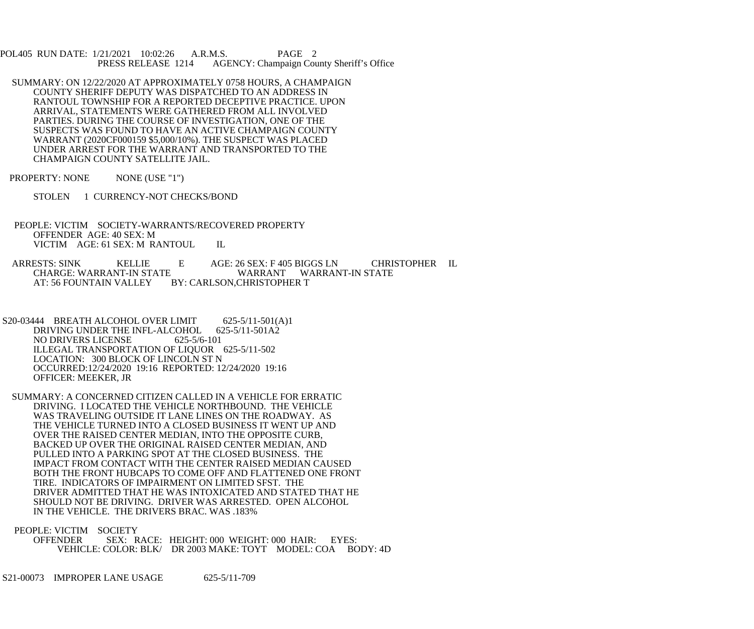SUMMARY: ON 12/22/2020 AT APPROXIMATELY 0758 HOURS, A CHAMPAIGN COUNTY SHERIFF DEPUTY WAS DISPATCHED TO AN ADDRESS IN RANTOUL TOWNSHIP FOR A REPORTED DECEPTIVE PRACTICE. UPON ARRIVAL, STATEMENTS WERE GATHERED FROM ALL INVOLVED PARTIES. DURING THE COURSE OF INVESTIGATION, ONE OF THE SUSPECTS WAS FOUND TO HAVE AN ACTIVE CHAMPAIGN COUNTY WARRANT (2020CF000159 $5,000/10%). THE SUSPECT WAS PLACED UNDER ARREST FOR THE WARRANT AND TRANSPORTED TO THE CHAMPAIGN COUNTY SATELLITE JAIL.

PROPERTY: NONE NONE (USE "1")

STOLEN 1 CURRENCY-NOT CHECKS/BOND

PEOPLE: VICTIM SOCIETY-WARRANTS/RECOVERED PROPERTY
OFFENDER AGE: 40 SEX: M
VICTIM AGE: 61 SEX: M RANTOUL IL

ARRESTS: SINK KELLIE E AGE: 26 SEX: F 405 BIGGS LN CHRISTOPHER IL
CHARGE: WARRANT-IN STATE WARRANT WARRANT-IN STATE
AT: 56 FOUNTAIN VALLEY BY: CARLSON,CHRISTOPHER T

S20-03444 BREATH ALCOHOL OVER LIMIT 625-5/11-501(A)1
DRIVING UNDER THE INFL-ALCOHOL 625-5/11-501A2
NO DRIVERS LICENSE 625-5/6-101
ILLEGAL TRANSPORTATION OF LIQUOR 625-5/11-502
LOCATION: 300 BLOCK OF LINCOLN ST N
OCCURRED:12/24/2020 19:16 REPORTED: 12/24/2020 19:16
OFFICER: MEEKER, JR

SUMMARY: A CONCERNED CITIZEN CALLED IN A VEHICLE FOR ERRATIC DRIVING. I LOCATED THE VEHICLE NORTHBOUND. THE VEHICLE WAS TRAVELING OUTSIDE IT LANE LINES ON THE ROADWAY. AS THE VEHICLE TURNED INTO A CLOSED BUSINESS IT WENT UP AND OVER THE RAISED CENTER MEDIAN, INTO THE OPPOSITE CURB, BACKED UP OVER THE ORIGINAL RAISED CENTER MEDIAN, AND PULLED INTO A PARKING SPOT AT THE CLOSED BUSINESS. THE IMPACT FROM CONTACT WITH THE CENTER RAISED MEDIAN CAUSED BOTH THE FRONT HUBCAPS TO COME OFF AND FLATTENED ONE FRONT TIRE. INDICATORS OF IMPAIRMENT ON LIMITED SFST. THE DRIVER ADMITTED THAT HE WAS INTOXICATED AND STATED THAT HE SHOULD NOT BE DRIVING. DRIVER WAS ARRESTED. OPEN ALCOHOL IN THE VEHICLE. THE DRIVERS BRAC. WAS .183%

PEOPLE: VICTIM SOCIETY
OFFENDER SEX: RACE: HEIGHT: 000 WEIGHT: 000 HAIR: EYES:
VEHICLE: COLOR: BLK/ DR 2003 MAKE: TOYT MODEL: COA BODY: 4D

S21-00073 IMPROPER LANE USAGE 625-5/11-709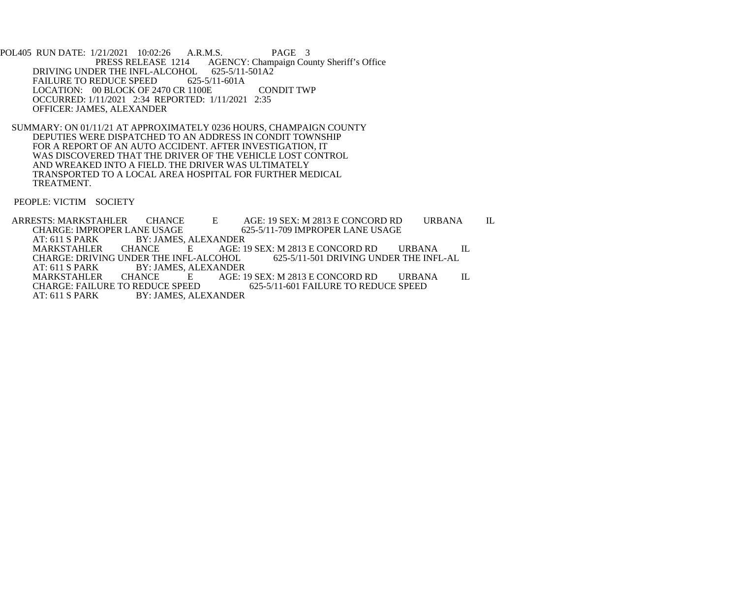POL405 RUN DATE: 1/21/2021 10:02:26 A.R.M.S. PAGE 3

PRESS RELEASE 1214 AGENCY: Champaign County Sheriff's Office

DRIVING UNDER THE INFL-ALCOHOL 625-5/11-501A2
FAILURE TO REDUCE SPEED 625-5/11-601A
LOCATION: 00 BLOCK OF 2470 CR 1100E CONDIT TWP
OCCURRED: 1/11/2021 2:34 REPORTED: 1/11/2021 2:35
OFFICER: JAMES, ALEXANDER

SUMMARY: ON 01/11/21 AT APPROXIMATELY 0236 HOURS, CHAMPAIGN COUNTY DEPUTIES WERE DISPATCHED TO AN ADDRESS IN CONDIT TOWNSHIP FOR A REPORT OF AN AUTO ACCIDENT. AFTER INVESTIGATION, IT WAS DISCOVERED THAT THE DRIVER OF THE VEHICLE LOST CONTROL AND WREAKED INTO A FIELD. THE DRIVER WAS ULTIMATELY TRANSPORTED TO A LOCAL AREA HOSPITAL FOR FURTHER MEDICAL TREATMENT.

PEOPLE: VICTIM SOCIETY

ARRESTS: MARKSTAHLER CHANCE E AGE: 19 SEX: M 2813 E CONCORD RD URBANA IL
CHARGE: IMPROPER LANE USAGE 625-5/11-709 IMPROPER LANE USAGE
AT: 611 S PARK BY: JAMES, ALEXANDER
MARKSTAHLER CHANCE E AGE: 19 SEX: M 2813 E CONCORD RD URBANA IL
CHARGE: DRIVING UNDER THE INFL-ALCOHOL 625-5/11-501 DRIVING UNDER THE INFL-AL
AT: 611 S PARK BY: JAMES, ALEXANDER
MARKSTAHLER CHANCE E AGE: 19 SEX: M 2813 E CONCORD RD URBANA IL
CHARGE: FAILURE TO REDUCE SPEED 625-5/11-601 FAILURE TO REDUCE SPEED
AT: 611 S PARK BY: JAMES, ALEXANDER